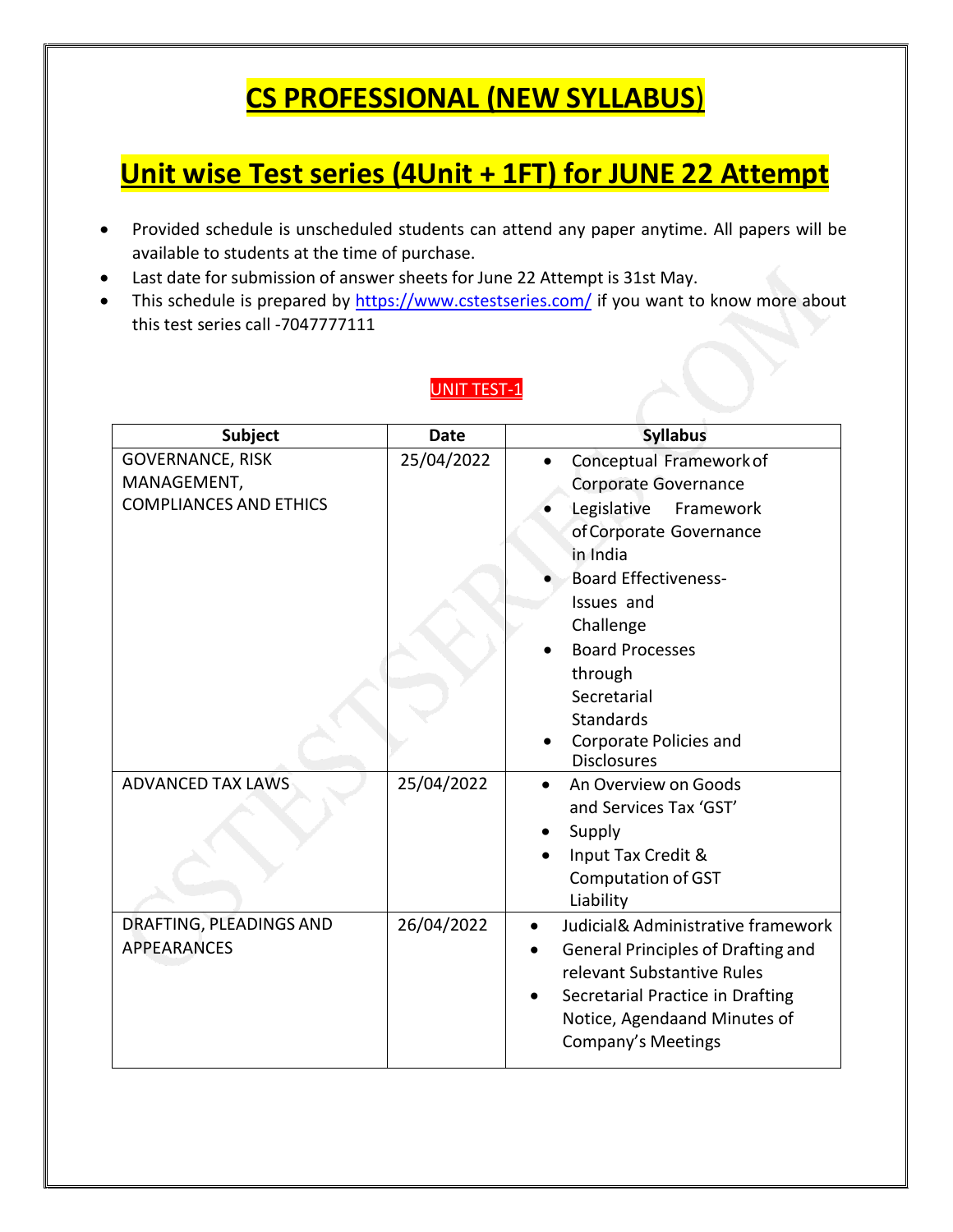# CS PROFESSIONAL (NEW SYLLABUS)

## Unit wise Test series (4Unit + 1FT) for JUNE 22 Attempt

- Provided schedule is unscheduled students can attend any paper anytime. All papers will be available to students at the time of purchase.
- Last date for submission of answer sheets for June 22 Attempt is 31st May.
- This schedule is prepared by https://www.cstestseries.com/ if you want to know more about this test series call -7047777111

### UNIT TEST-1

| Subject | Date | Syllabus |
|---|---|---|
| GOVERNANCE, RISK MANAGEMENT, COMPLIANCES AND ETHICS | 25/04/2022 | • Conceptual Framework of Corporate Governance<br>• Legislative Framework of Corporate Governance in India<br>• Board Effectiveness-Issues and Challenge<br>• Board Processes through Secretarial Standards<br>• Corporate Policies and Disclosures |
| ADVANCED TAX LAWS | 25/04/2022 | • An Overview on Goods and Services Tax 'GST'<br>• Supply<br>• Input Tax Credit & Computation of GST Liability |
| DRAFTING, PLEADINGS AND APPEARANCES | 26/04/2022 | • Judicial& Administrative framework<br>• General Principles of Drafting and relevant Substantive Rules<br>• Secretarial Practice in Drafting Notice, Agendaand Minutes of Company's Meetings |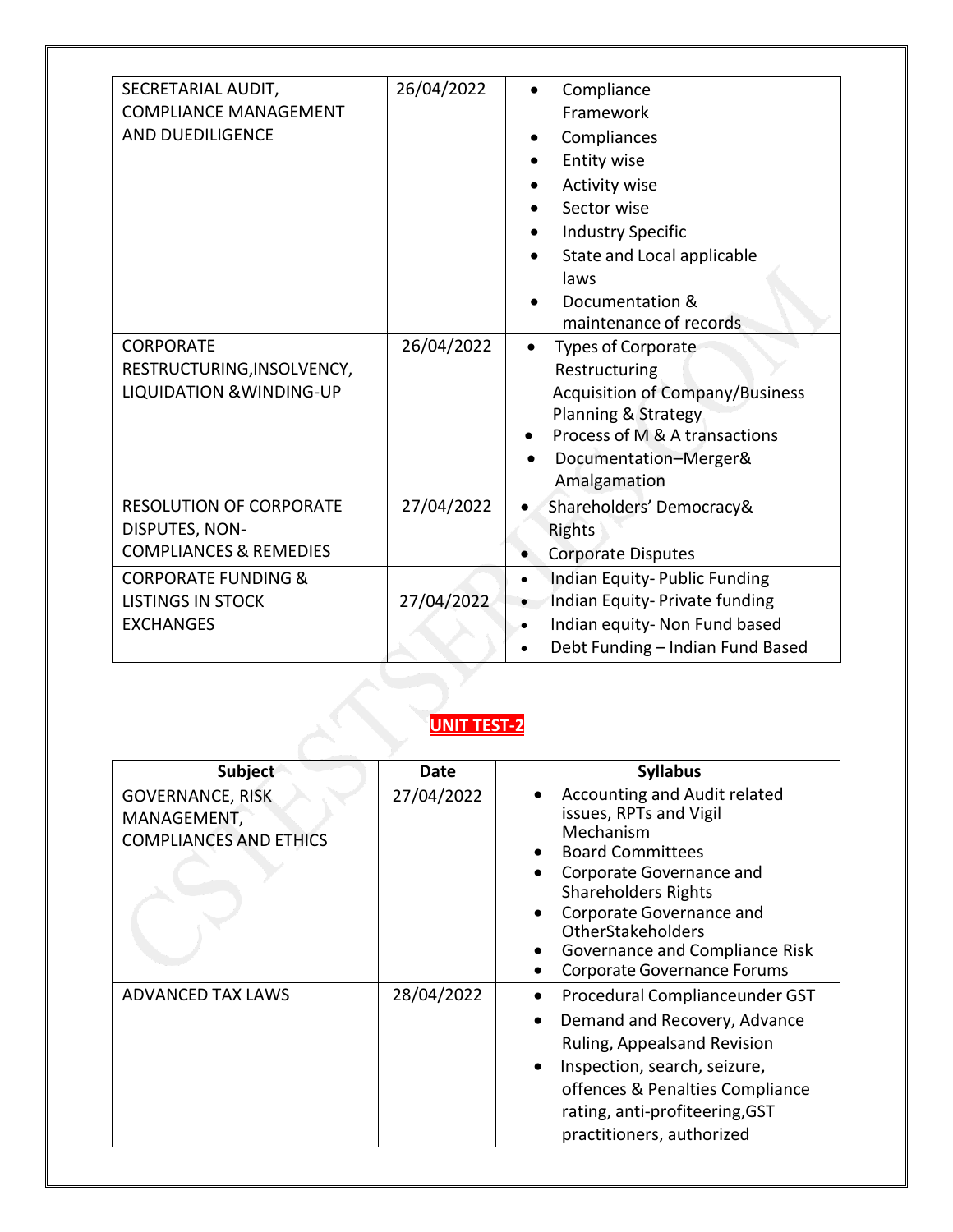| | | |
|---|---|---|
| SECRETARIAL AUDIT, COMPLIANCE MANAGEMENT AND DUEDILIGENCE | 26/04/2022 | • Compliance Framework<br>• Compliances<br>• Entity wise<br>• Activity wise<br>• Sector wise<br>• Industry Specific<br>• State and Local applicable laws<br>• Documentation & maintenance of records |
| CORPORATE RESTRUCTURING,INSOLVENCY, LIQUIDATION &WINDING-UP | 26/04/2022 | • Types of Corporate Restructuring<br>Acquisition of Company/Business Planning & Strategy<br>• Process of M & A transactions<br>• Documentation–Merger& Amalgamation |
| RESOLUTION OF CORPORATE DISPUTES, NON-COMPLIANCES & REMEDIES | 27/04/2022 | • Shareholders' Democracy& Rights<br>• Corporate Disputes |
| CORPORATE FUNDING & LISTINGS IN STOCK EXCHANGES | 27/04/2022 | • Indian Equity- Public Funding<br>• Indian Equity- Private funding<br>• Indian equity- Non Fund based<br>• Debt Funding – Indian Fund Based |

## UNIT TEST-2

| Subject | Date | Syllabus |
|---|---|---|
| GOVERNANCE, RISK MANAGEMENT, COMPLIANCES AND ETHICS | 27/04/2022 | • Accounting and Audit related issues, RPTs and Vigil Mechanism<br>• Board Committees<br>• Corporate Governance and Shareholders Rights<br>• Corporate Governance and OtherStakeholders<br>• Governance and Compliance Risk<br>• Corporate Governance Forums |
| ADVANCED TAX LAWS | 28/04/2022 | • Procedural Complianceunder GST<br>• Demand and Recovery, Advance Ruling, Appealsand Revision<br>• Inspection, search, seizure, offences & Penalties Compliance rating, anti-profiteering,GST practitioners, authorized |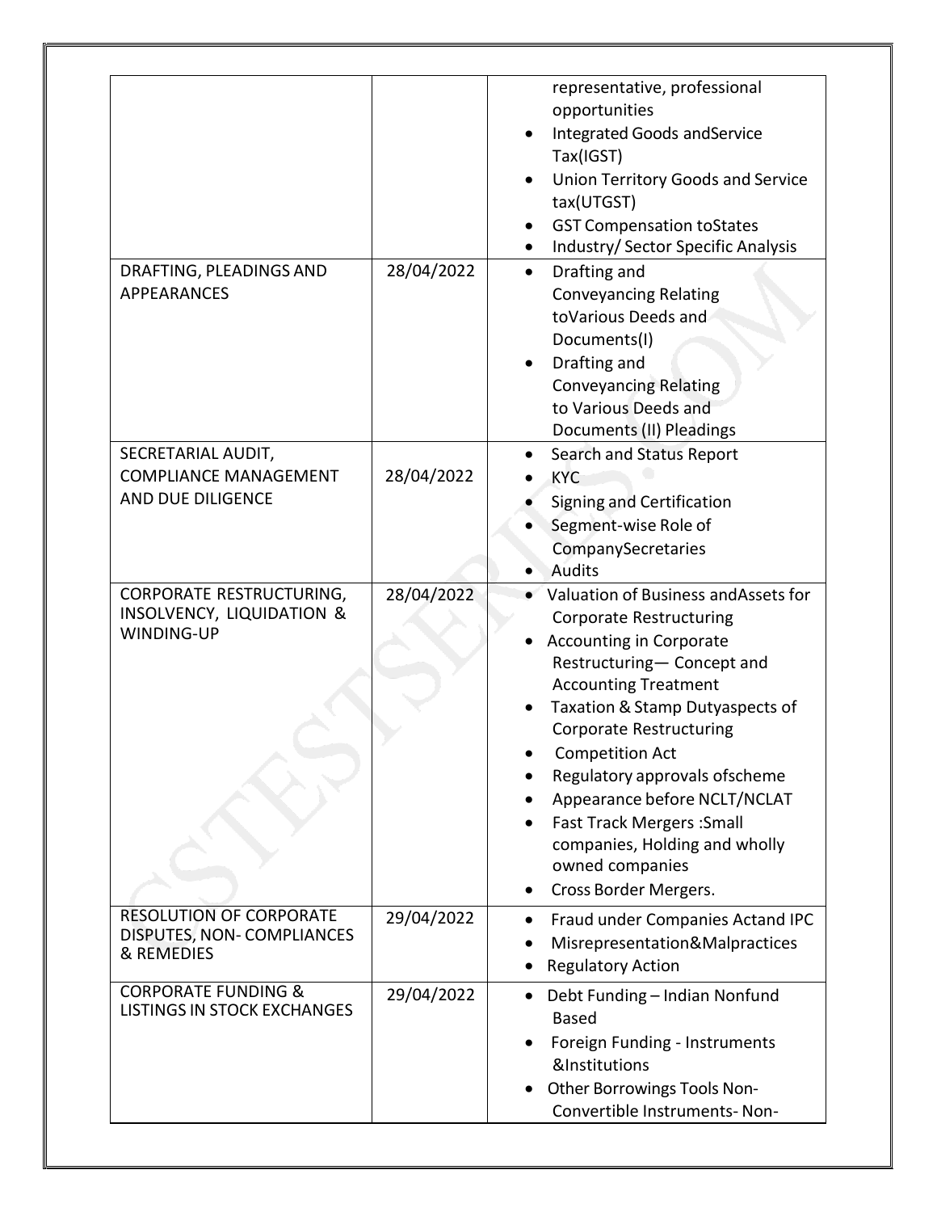| | | |
|---|---|---|
| | | representative, professional opportunities<br>• Integrated Goods andService Tax(IGST)<br>• Union Territory Goods and Service tax(UTGST)<br>• GST Compensation toStates<br>• Industry/ Sector Specific Analysis |
| DRAFTING, PLEADINGS AND APPEARANCES | 28/04/2022 | • Drafting and Conveyancing Relating toVarious Deeds and Documents(I)<br>• Drafting and Conveyancing Relating to Various Deeds and Documents (II) Pleadings |
| SECRETARIAL AUDIT, COMPLIANCE MANAGEMENT AND DUE DILIGENCE | 28/04/2022 | • Search and Status Report<br>• KYC<br>• Signing and Certification<br>• Segment-wise Role of CompanySecretaries<br>• Audits |
| CORPORATE RESTRUCTURING, INSOLVENCY, LIQUIDATION & WINDING-UP | 28/04/2022 | • Valuation of Business andAssets for Corporate Restructuring<br>• Accounting in Corporate Restructuring— Concept and Accounting Treatment<br>• Taxation & Stamp Dutyaspects of Corporate Restructuring<br>• Competition Act<br>• Regulatory approvals ofscheme<br>• Appearance before NCLT/NCLAT<br>• Fast Track Mergers :Small companies, Holding and wholly owned companies<br>• Cross Border Mergers. |
| RESOLUTION OF CORPORATE DISPUTES, NON- COMPLIANCES & REMEDIES | 29/04/2022 | • Fraud under Companies Actand IPC<br>• Misrepresentation&Malpractices<br>• Regulatory Action |
| CORPORATE FUNDING & LISTINGS IN STOCK EXCHANGES | 29/04/2022 | • Debt Funding – Indian Nonfund Based<br>• Foreign Funding - Instruments &Institutions<br>• Other Borrowings Tools Non-Convertible Instruments- Non- |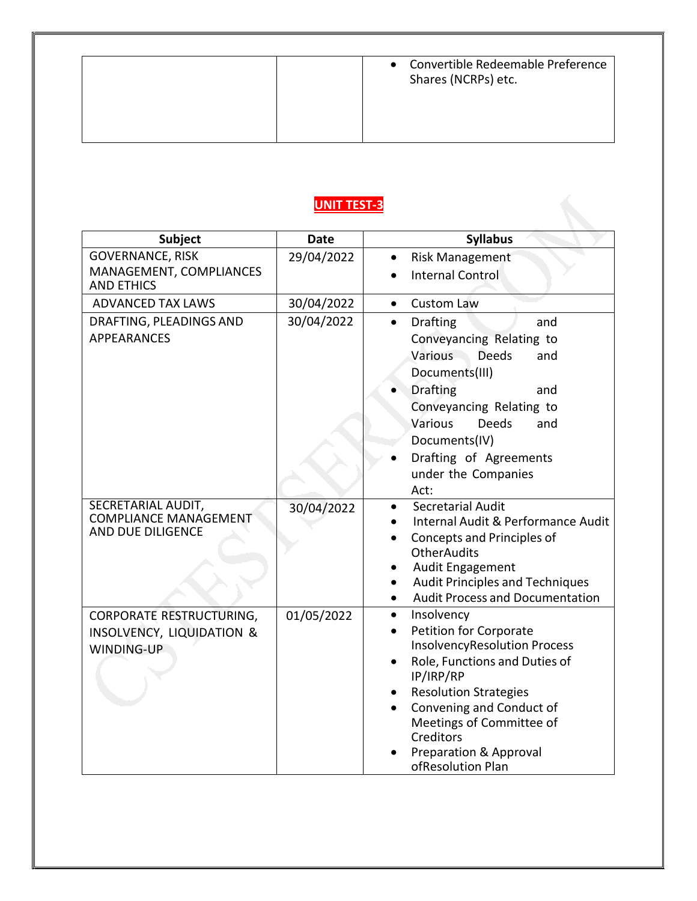| | | • Convertible Redeemable Preference Shares (NCRPs) etc. |
|---|---|---|

## UNIT TEST-3

| Subject | Date | Syllabus |
|---|---|---|
| GOVERNANCE, RISK MANAGEMENT, COMPLIANCES AND ETHICS | 29/04/2022 | • Risk Management<br>• Internal Control |
| ADVANCED TAX LAWS | 30/04/2022 | • Custom Law |
| DRAFTING, PLEADINGS AND APPEARANCES | 30/04/2022 | • Drafting and Conveyancing Relating to Various Deeds and Documents(III)<br>• Drafting and Conveyancing Relating to Various Deeds and Documents(IV)<br>• Drafting of Agreements under the Companies Act: |
| SECRETARIAL AUDIT, COMPLIANCE MANAGEMENT AND DUE DILIGENCE | 30/04/2022 | • Secretarial Audit<br>• Internal Audit & Performance Audit<br>• Concepts and Principles of OtherAudits<br>• Audit Engagement<br>• Audit Principles and Techniques<br>• Audit Process and Documentation |
| CORPORATE RESTRUCTURING, INSOLVENCY, LIQUIDATION & WINDING-UP | 01/05/2022 | • Insolvency<br>• Petition for Corporate InsolvencyResolution Process<br>• Role, Functions and Duties of IP/IRP/RP<br>• Resolution Strategies<br>• Convening and Conduct of Meetings of Committee of Creditors<br>• Preparation & Approval ofResolution Plan |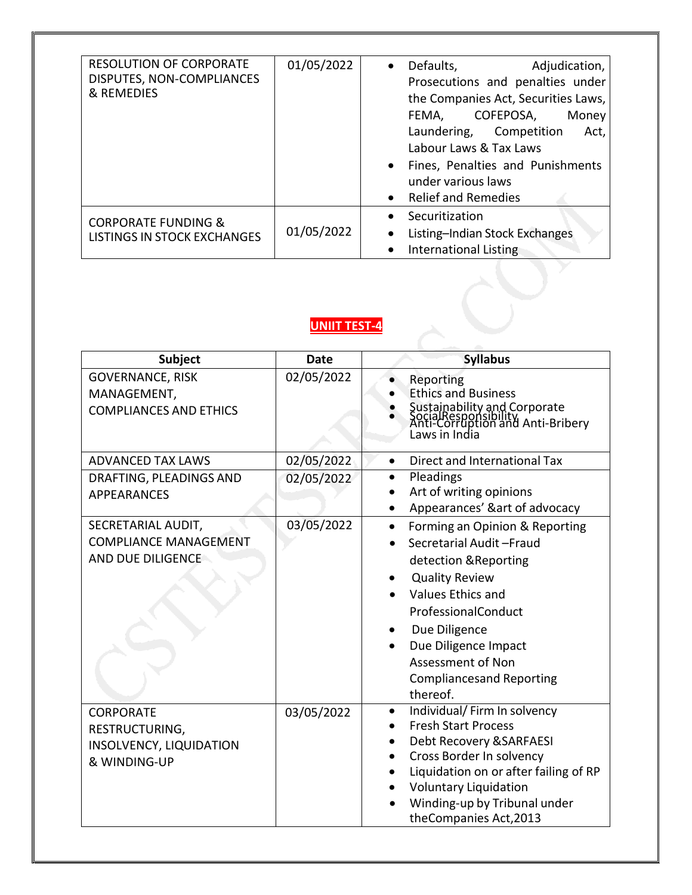| | | |
|---|---|---|
| RESOLUTION OF CORPORATE DISPUTES, NON-COMPLIANCES & REMEDIES | 01/05/2022 | • Defaults, Adjudication, Prosecutions and penalties under the Companies Act, Securities Laws, FEMA, COFEPOSA, Money Laundering, Competition Act, Labour Laws & Tax Laws<br>• Fines, Penalties and Punishments under various laws<br>• Relief and Remedies |
| CORPORATE FUNDING & LISTINGS IN STOCK EXCHANGES | 01/05/2022 | • Securitization<br>• Listing–Indian Stock Exchanges<br>• International Listing |

## UNIIT TEST-4

| Subject | Date | Syllabus |
|---|---|---|
| GOVERNANCE, RISK MANAGEMENT, COMPLIANCES AND ETHICS | 02/05/2022 | • Reporting<br>• Ethics and Business<br>• Sustainability and Corporate SocialResponsibility<br>• Anti-Corruption and Anti-Bribery Laws in India |
| ADVANCED TAX LAWS | 02/05/2022 | • Direct and International Tax |
| DRAFTING, PLEADINGS AND APPEARANCES | 02/05/2022 | • Pleadings<br>• Art of writing opinions<br>• Appearances' &art of advocacy |
| SECRETARIAL AUDIT, COMPLIANCE MANAGEMENT AND DUE DILIGENCE | 03/05/2022 | • Forming an Opinion & Reporting<br>• Secretarial Audit –Fraud detection &Reporting<br>• Quality Review<br>• Values Ethics and ProfessionalConduct<br>• Due Diligence<br>• Due Diligence Impact Assessment of Non Compliancesand Reporting thereof. |
| CORPORATE RESTRUCTURING, INSOLVENCY, LIQUIDATION & WINDING-UP | 03/05/2022 | • Individual/ Firm In solvency<br>• Fresh Start Process<br>• Debt Recovery &SARFAESI<br>• Cross Border In solvency<br>• Liquidation on or after failing of RP<br>• Voluntary Liquidation<br>• Winding-up by Tribunal under theCompanies Act,2013 |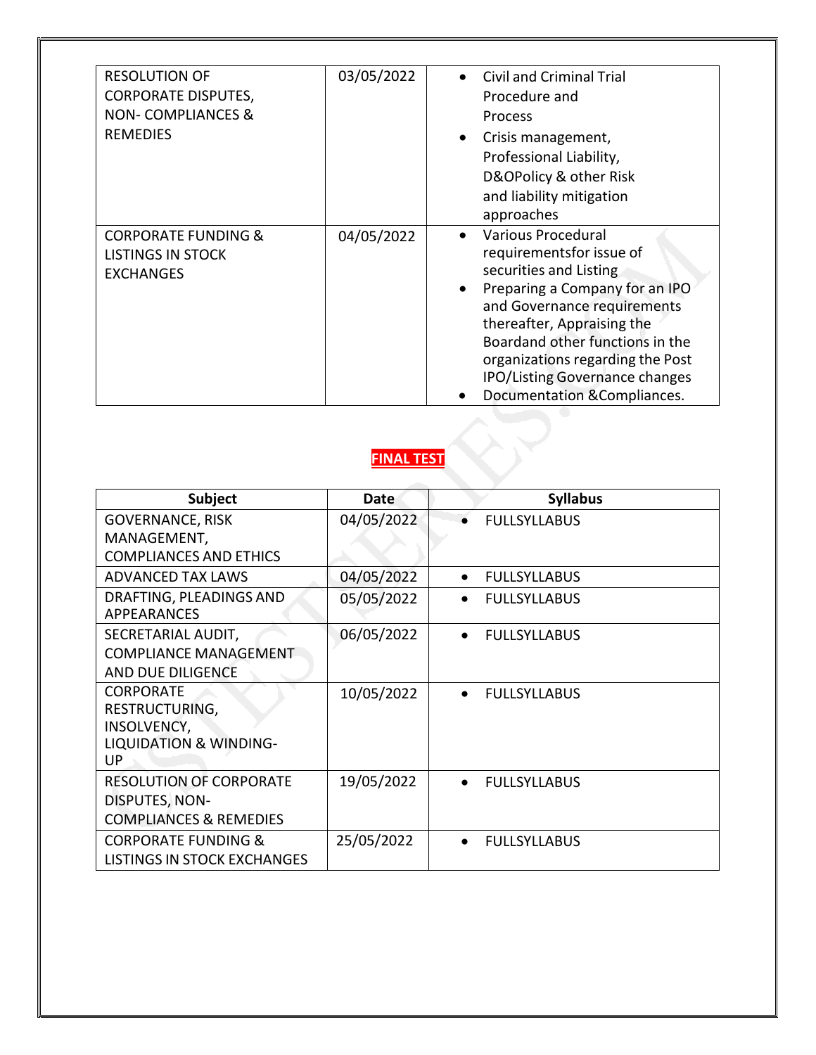| | | |
|---|---|---|
| RESOLUTION OF CORPORATE DISPUTES, NON- COMPLIANCES & REMEDIES | 03/05/2022 | • Civil and Criminal Trial Procedure and Process<br>• Crisis management, Professional Liability, D&OPolicy & other Risk and liability mitigation approaches |
| CORPORATE FUNDING & LISTINGS IN STOCK EXCHANGES | 04/05/2022 | • Various Procedural requirementsfor issue of securities and Listing<br>• Preparing a Company for an IPO and Governance requirements thereafter, Appraising the Boardand other functions in the organizations regarding the Post IPO/Listing Governance changes<br>• Documentation &Compliances. |

## FINAL TEST

| Subject | Date | Syllabus |
|---|---|---|
| GOVERNANCE, RISK MANAGEMENT, COMPLIANCES AND ETHICS | 04/05/2022 | • FULLSYLLABUS |
| ADVANCED TAX LAWS | 04/05/2022 | • FULLSYLLABUS |
| DRAFTING, PLEADINGS AND APPEARANCES | 05/05/2022 | • FULLSYLLABUS |
| SECRETARIAL AUDIT, COMPLIANCE MANAGEMENT AND DUE DILIGENCE | 06/05/2022 | • FULLSYLLABUS |
| CORPORATE RESTRUCTURING, INSOLVENCY, LIQUIDATION & WINDING-UP | 10/05/2022 | • FULLSYLLABUS |
| RESOLUTION OF CORPORATE DISPUTES, NON-COMPLIANCES & REMEDIES | 19/05/2022 | • FULLSYLLABUS |
| CORPORATE FUNDING & LISTINGS IN STOCK EXCHANGES | 25/05/2022 | • FULLSYLLABUS |